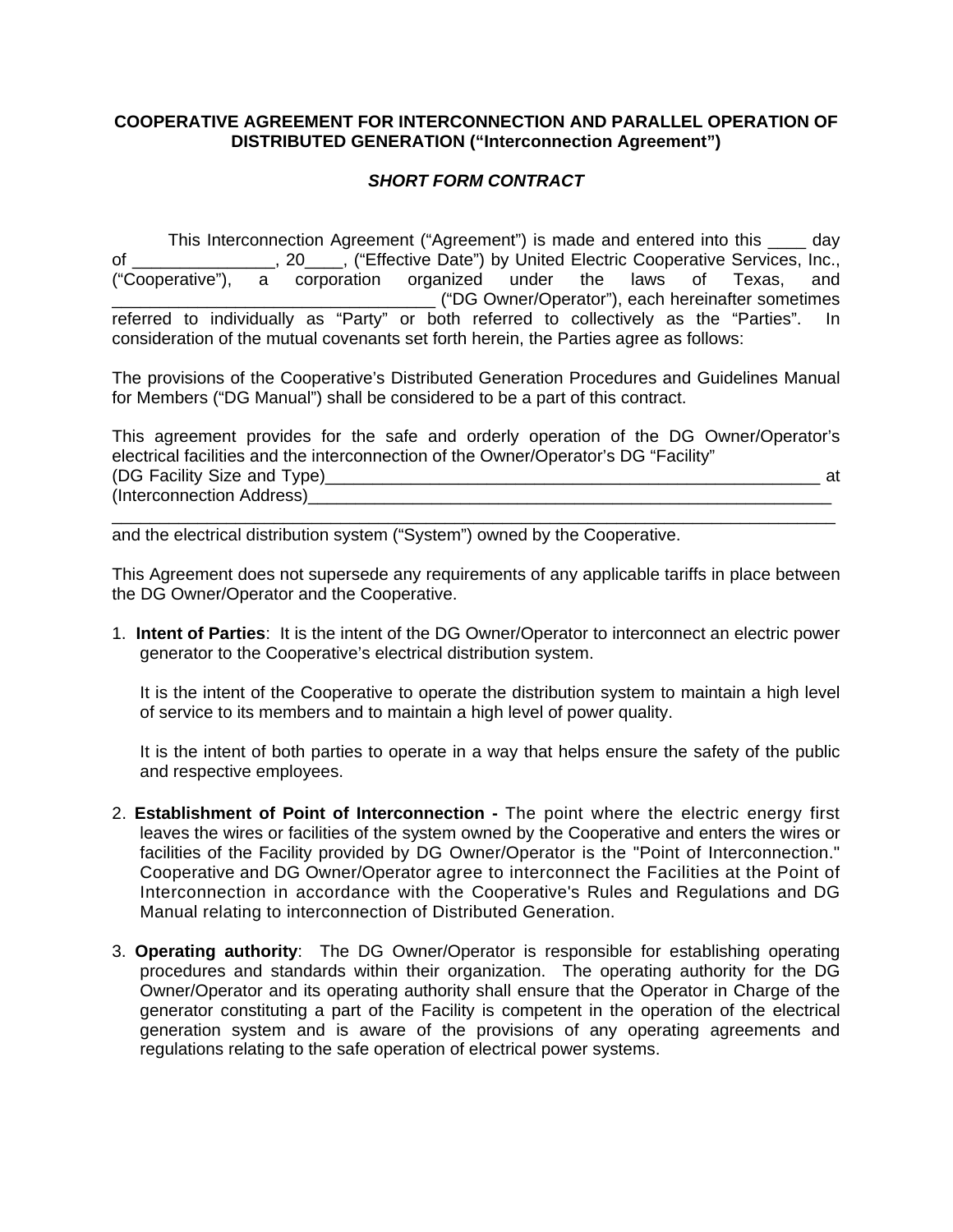**COOPERATIVE AGREEMENT FOR INTERCONNECTION AND PARALLEL OPERATION OF DISTRIBUTED GENERATION ("Interconnection Agreement")**

***SHORT FORM CONTRACT***

This Interconnection Agreement ("Agreement") is made and entered into this ____ day of _______________, 20____, ("Effective Date") by United Electric Cooperative Services, Inc., ("Cooperative"), a corporation organized under the laws of Texas, and _________________________________ ("DG Owner/Operator"), each hereinafter sometimes referred to individually as "Party" or both referred to collectively as the "Parties". In consideration of the mutual covenants set forth herein, the Parties agree as follows:

The provisions of the Cooperative's Distributed Generation Procedures and Guidelines Manual for Members ("DG Manual") shall be considered to be a part of this contract.

This agreement provides for the safe and orderly operation of the DG Owner/Operator's electrical facilities and the interconnection of the Owner/Operator's DG "Facility" (DG Facility Size and Type)_______________________________________________________ at (Interconnection Address)___________________________________________________________
_____________________________________________________________________________ and the electrical distribution system ("System") owned by the Cooperative.

This Agreement does not supersede any requirements of any applicable tariffs in place between the DG Owner/Operator and the Cooperative.

1. **Intent of Parties**: It is the intent of the DG Owner/Operator to interconnect an electric power generator to the Cooperative's electrical distribution system.

   It is the intent of the Cooperative to operate the distribution system to maintain a high level of service to its members and to maintain a high level of power quality.

   It is the intent of both parties to operate in a way that helps ensure the safety of the public and respective employees.

2. **Establishment of Point of Interconnection -** The point where the electric energy first leaves the wires or facilities of the system owned by the Cooperative and enters the wires or facilities of the Facility provided by DG Owner/Operator is the "Point of Interconnection." Cooperative and DG Owner/Operator agree to interconnect the Facilities at the Point of Interconnection in accordance with the Cooperative's Rules and Regulations and DG Manual relating to interconnection of Distributed Generation.

3. **Operating authority**: The DG Owner/Operator is responsible for establishing operating procedures and standards within their organization. The operating authority for the DG Owner/Operator and its operating authority shall ensure that the Operator in Charge of the generator constituting a part of the Facility is competent in the operation of the electrical generation system and is aware of the provisions of any operating agreements and regulations relating to the safe operation of electrical power systems.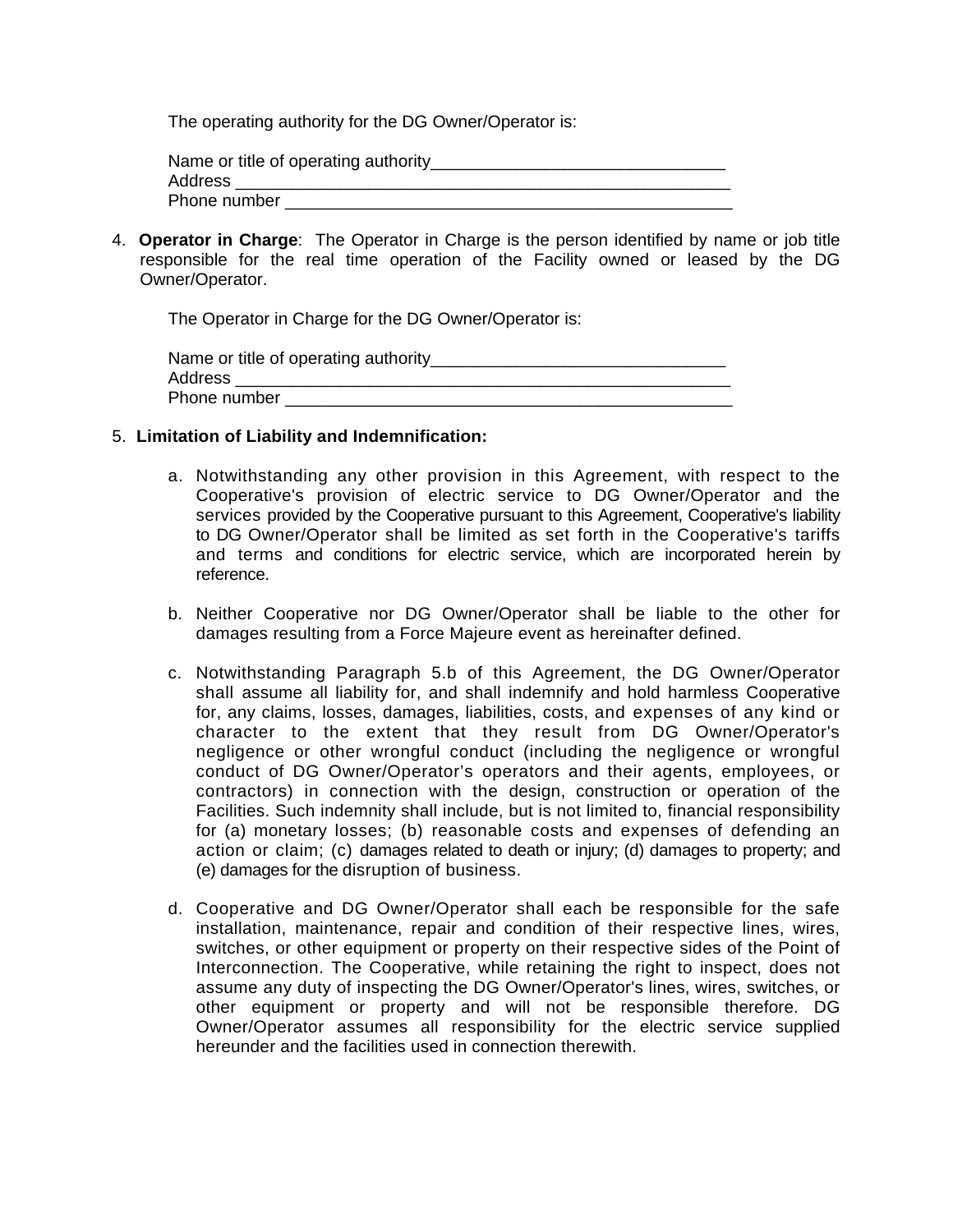The operating authority for the DG Owner/Operator is:

Name or title of operating authority_______________________________
Address ____________________________________________________
Phone number ______________________________________________

4. **Operator in Charge**: The Operator in Charge is the person identified by name or job title responsible for the real time operation of the Facility owned or leased by the DG Owner/Operator.

   The Operator in Charge for the DG Owner/Operator is:

   Name or title of operating authority_______________________________
   Address ____________________________________________________
   Phone number ______________________________________________

5. **Limitation of Liability and Indemnification:**

   a. Notwithstanding any other provision in this Agreement, with respect to the Cooperative's provision of electric service to DG Owner/Operator and the services provided by the Cooperative pursuant to this Agreement, Cooperative's liability to DG Owner/Operator shall be limited as set forth in the Cooperative's tariffs and terms and conditions for electric service, which are incorporated herein by reference.

   b. Neither Cooperative nor DG Owner/Operator shall be liable to the other for damages resulting from a Force Majeure event as hereinafter defined.

   c. Notwithstanding Paragraph 5.b of this Agreement, the DG Owner/Operator shall assume all liability for, and shall indemnify and hold harmless Cooperative for, any claims, losses, damages, liabilities, costs, and expenses of any kind or character to the extent that they result from DG Owner/Operator's negligence or other wrongful conduct (including the negligence or wrongful conduct of DG Owner/Operator's operators and their agents, employees, or contractors) in connection with the design, construction or operation of the Facilities. Such indemnity shall include, but is not limited to, financial responsibility for (a) monetary losses; (b) reasonable costs and expenses of defending an action or claim; (c) damages related to death or injury; (d) damages to property; and (e) damages for the disruption of business.

   d. Cooperative and DG Owner/Operator shall each be responsible for the safe installation, maintenance, repair and condition of their respective lines, wires, switches, or other equipment or property on their respective sides of the Point of Interconnection. The Cooperative, while retaining the right to inspect, does not assume any duty of inspecting the DG Owner/Operator's lines, wires, switches, or other equipment or property and will not be responsible therefore. DG Owner/Operator assumes all responsibility for the electric service supplied hereunder and the facilities used in connection therewith.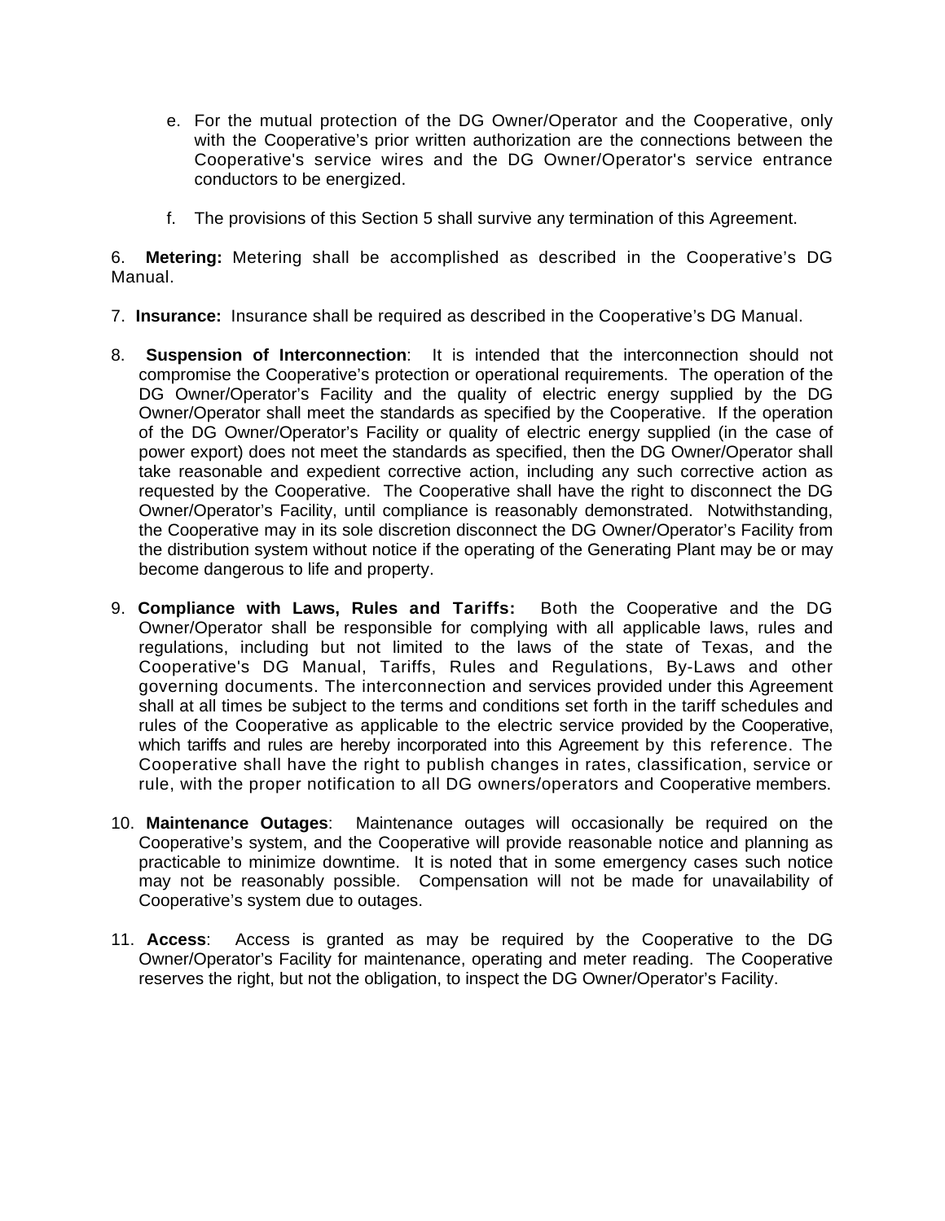e. For the mutual protection of the DG Owner/Operator and the Cooperative, only with the Cooperative's prior written authorization are the connections between the Cooperative's service wires and the DG Owner/Operator's service entrance conductors to be energized.

f. The provisions of this Section 5 shall survive any termination of this Agreement.

6. **Metering:** Metering shall be accomplished as described in the Cooperative's DG Manual.

7. **Insurance:** Insurance shall be required as described in the Cooperative's DG Manual.

8. **Suspension of Interconnection**: It is intended that the interconnection should not compromise the Cooperative's protection or operational requirements. The operation of the DG Owner/Operator's Facility and the quality of electric energy supplied by the DG Owner/Operator shall meet the standards as specified by the Cooperative. If the operation of the DG Owner/Operator's Facility or quality of electric energy supplied (in the case of power export) does not meet the standards as specified, then the DG Owner/Operator shall take reasonable and expedient corrective action, including any such corrective action as requested by the Cooperative. The Cooperative shall have the right to disconnect the DG Owner/Operator's Facility, until compliance is reasonably demonstrated. Notwithstanding, the Cooperative may in its sole discretion disconnect the DG Owner/Operator's Facility from the distribution system without notice if the operating of the Generating Plant may be or may become dangerous to life and property.

9. **Compliance with Laws, Rules and Tariffs:** Both the Cooperative and the DG Owner/Operator shall be responsible for complying with all applicable laws, rules and regulations, including but not limited to the laws of the state of Texas, and the Cooperative's DG Manual, Tariffs, Rules and Regulations, By-Laws and other governing documents. The interconnection and services provided under this Agreement shall at all times be subject to the terms and conditions set forth in the tariff schedules and rules of the Cooperative as applicable to the electric service provided by the Cooperative, which tariffs and rules are hereby incorporated into this Agreement by this reference. The Cooperative shall have the right to publish changes in rates, classification, service or rule, with the proper notification to all DG owners/operators and Cooperative members.

10. **Maintenance Outages**: Maintenance outages will occasionally be required on the Cooperative's system, and the Cooperative will provide reasonable notice and planning as practicable to minimize downtime. It is noted that in some emergency cases such notice may not be reasonably possible. Compensation will not be made for unavailability of Cooperative's system due to outages.

11. **Access**: Access is granted as may be required by the Cooperative to the DG Owner/Operator's Facility for maintenance, operating and meter reading. The Cooperative reserves the right, but not the obligation, to inspect the DG Owner/Operator's Facility.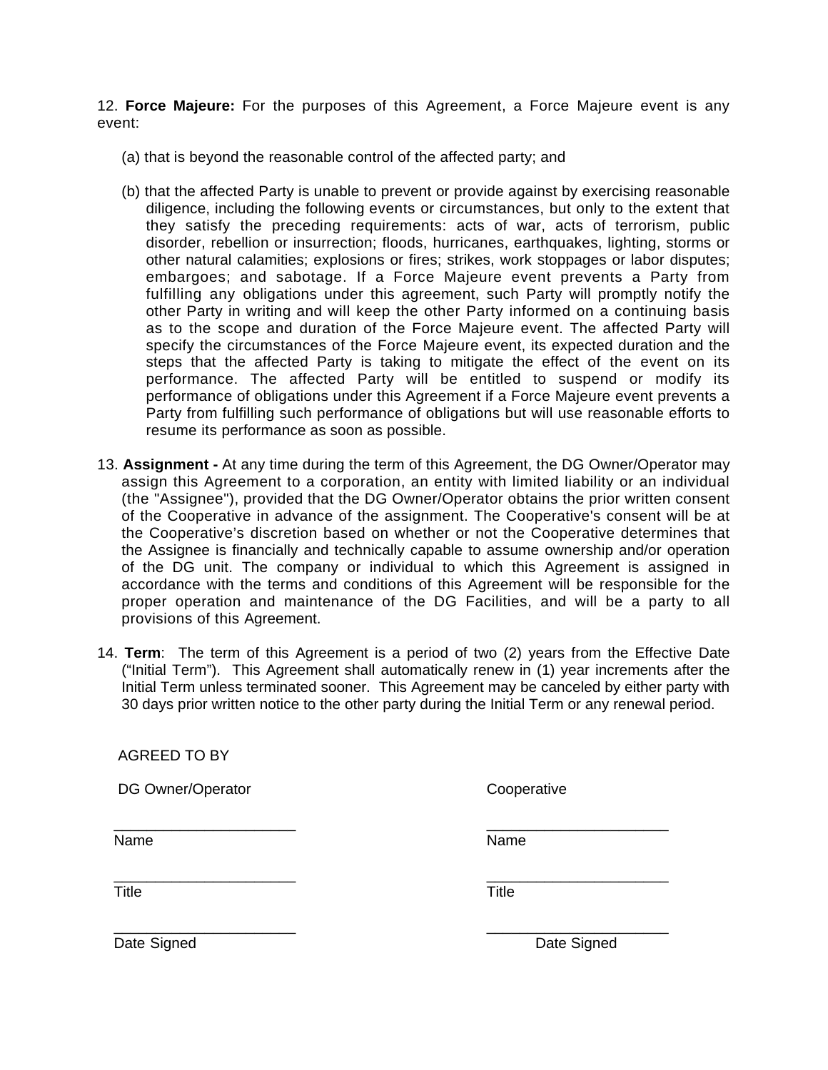12. **Force Majeure:** For the purposes of this Agreement, a Force Majeure event is any event:

(a) that is beyond the reasonable control of the affected party; and

(b) that the affected Party is unable to prevent or provide against by exercising reasonable diligence, including the following events or circumstances, but only to the extent that they satisfy the preceding requirements: acts of war, acts of terrorism, public disorder, rebellion or insurrection; floods, hurricanes, earthquakes, lighting, storms or other natural calamities; explosions or fires; strikes, work stoppages or labor disputes; embargoes; and sabotage. If a Force Majeure event prevents a Party from fulfilling any obligations under this agreement, such Party will promptly notify the other Party in writing and will keep the other Party informed on a continuing basis as to the scope and duration of the Force Majeure event. The affected Party will specify the circumstances of the Force Majeure event, its expected duration and the steps that the affected Party is taking to mitigate the effect of the event on its performance. The affected Party will be entitled to suspend or modify its performance of obligations under this Agreement if a Force Majeure event prevents a Party from fulfilling such performance of obligations but will use reasonable efforts to resume its performance as soon as possible.

13. **Assignment -** At any time during the term of this Agreement, the DG Owner/Operator may assign this Agreement to a corporation, an entity with limited liability or an individual (the "Assignee"), provided that the DG Owner/Operator obtains the prior written consent of the Cooperative in advance of the assignment. The Cooperative's consent will be at the Cooperative's discretion based on whether or not the Cooperative determines that the Assignee is financially and technically capable to assume ownership and/or operation of the DG unit. The company or individual to which this Agreement is assigned in accordance with the terms and conditions of this Agreement will be responsible for the proper operation and maintenance of the DG Facilities, and will be a party to all provisions of this Agreement.

14. **Term**: The term of this Agreement is a period of two (2) years from the Effective Date ("Initial Term"). This Agreement shall automatically renew in (1) year increments after the Initial Term unless terminated sooner. This Agreement may be canceled by either party with 30 days prior written notice to the other party during the Initial Term or any renewal period.

AGREED TO BY

| DG Owner/Operator | Cooperative |
|---|---|
| ______________________ | ______________________ |
| Name | Name |
| ______________________ | ______________________ |
| Title | Title |
| ______________________ | ______________________ |
| Date Signed | Date Signed |